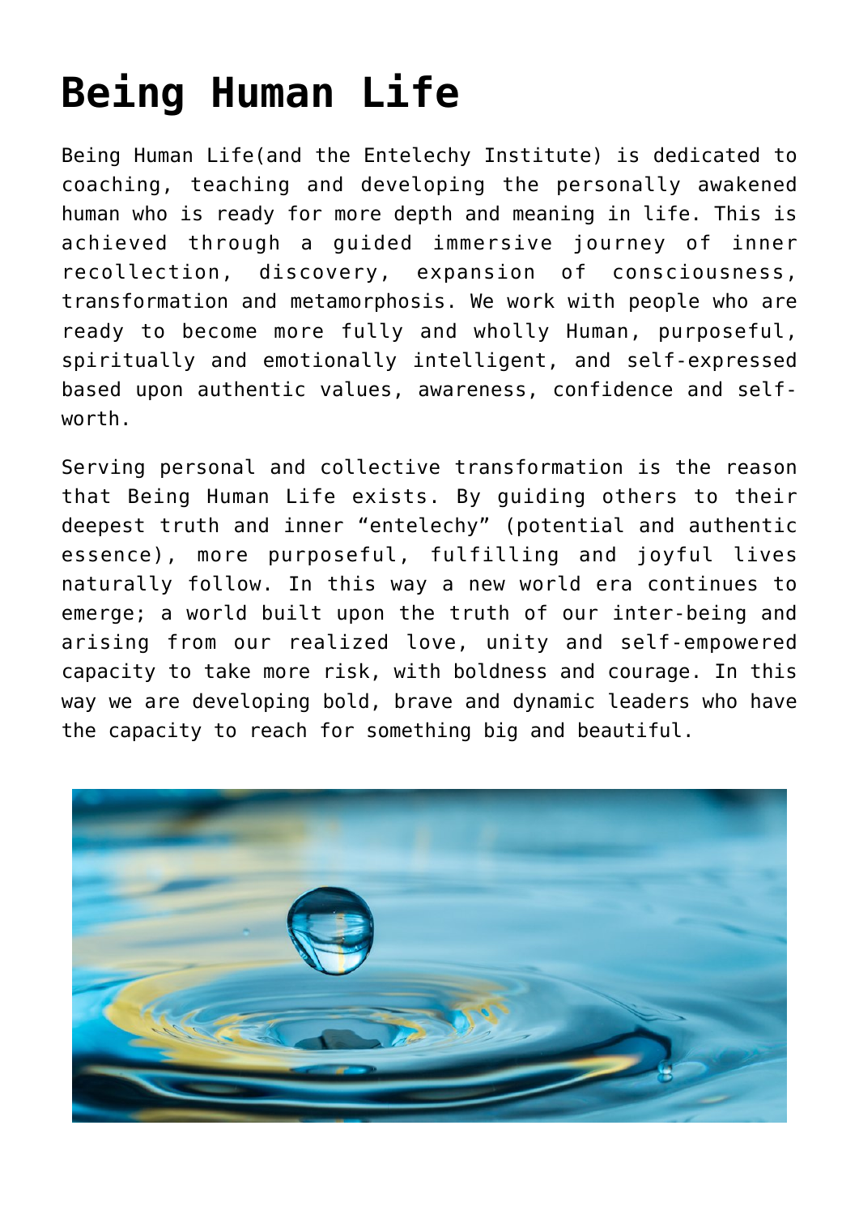# Being Human Life

Being Human Life(and the Entelechy Institute) is dedicated to coaching, teaching and developing the personally awakened human who is ready for more depth and meaning in life. This is achieved through a guided immersive journey of inner recollection, discovery, expansion of consciousness, transformation and metamorphosis. We work with people who are ready to become more fully and wholly Human, purposeful, spiritually and emotionally intelligent, and self-expressed based upon authentic values, awareness, confidence and self-worth.

Serving personal and collective transformation is the reason that Being Human Life exists. By guiding others to their deepest truth and inner "entelechy" (potential and authentic essence), more purposeful, fulfilling and joyful lives naturally follow. In this way a new world era continues to emerge; a world built upon the truth of our inter-being and arising from our realized love, unity and self-empowered capacity to take more risk, with boldness and courage. In this way we are developing bold, brave and dynamic leaders who have the capacity to reach for something big and beautiful.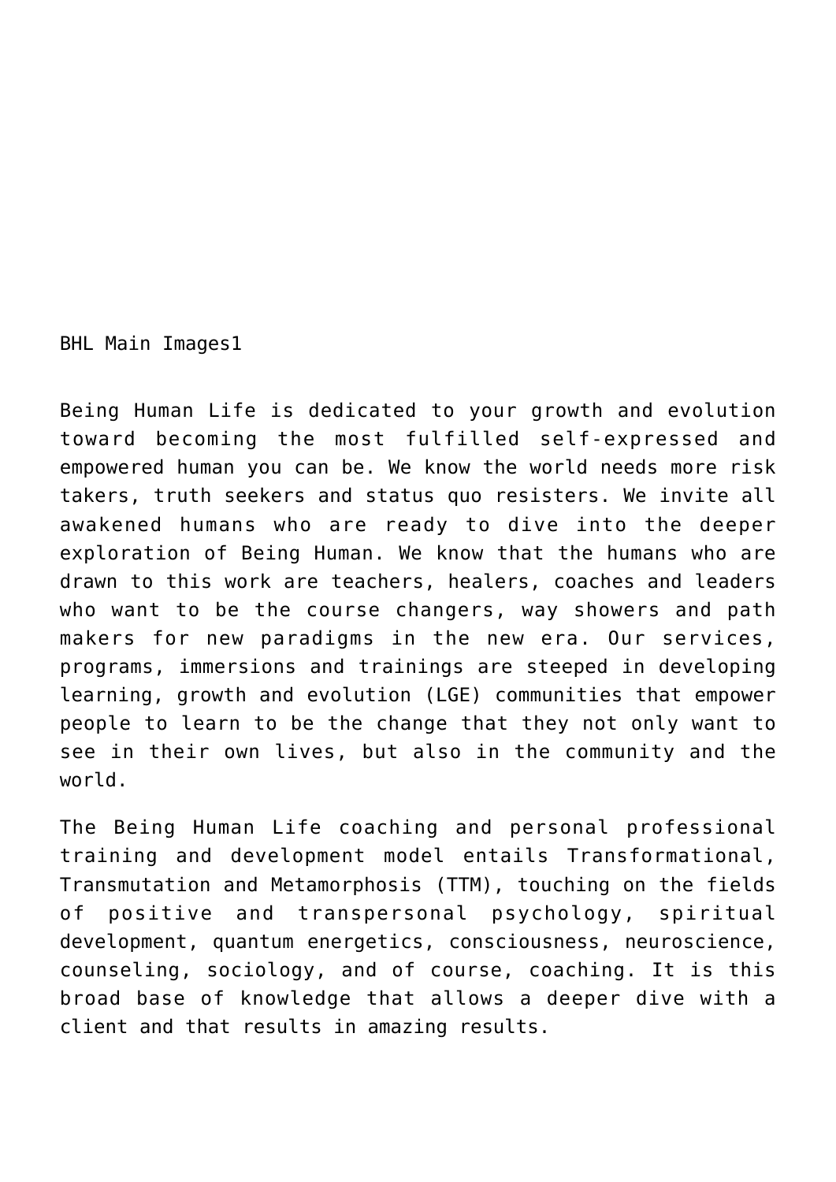BHL Main Images1

Being Human Life is dedicated to your growth and evolution toward becoming the most fulfilled self-expressed and empowered human you can be. We know the world needs more risk takers, truth seekers and status quo resisters. We invite all awakened humans who are ready to dive into the deeper exploration of Being Human. We know that the humans who are drawn to this work are teachers, healers, coaches and leaders who want to be the course changers, way showers and path makers for new paradigms in the new era. Our services, programs, immersions and trainings are steeped in developing learning, growth and evolution (LGE) communities that empower people to learn to be the change that they not only want to see in their own lives, but also in the community and the world.

The Being Human Life coaching and personal professional training and development model entails Transformational, Transmutation and Metamorphosis (TTM), touching on the fields of positive and transpersonal psychology, spiritual development, quantum energetics, consciousness, neuroscience, counseling, sociology, and of course, coaching. It is this broad base of knowledge that allows a deeper dive with a client and that results in amazing results.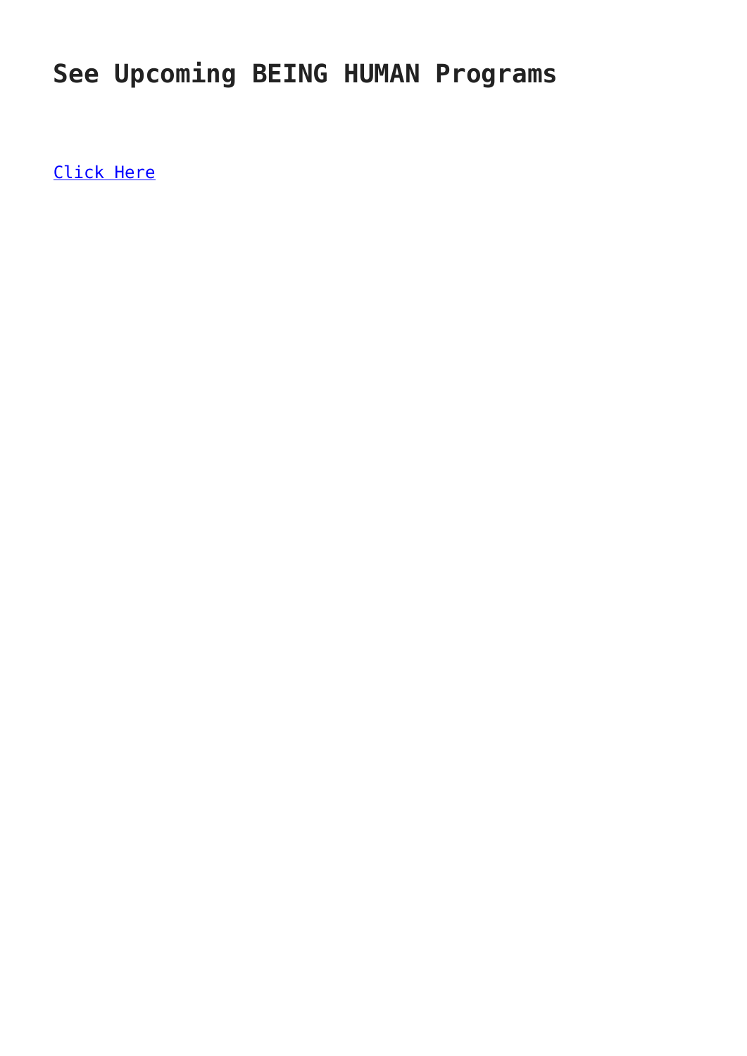## See Upcoming BEING HUMAN Programs

Click Here